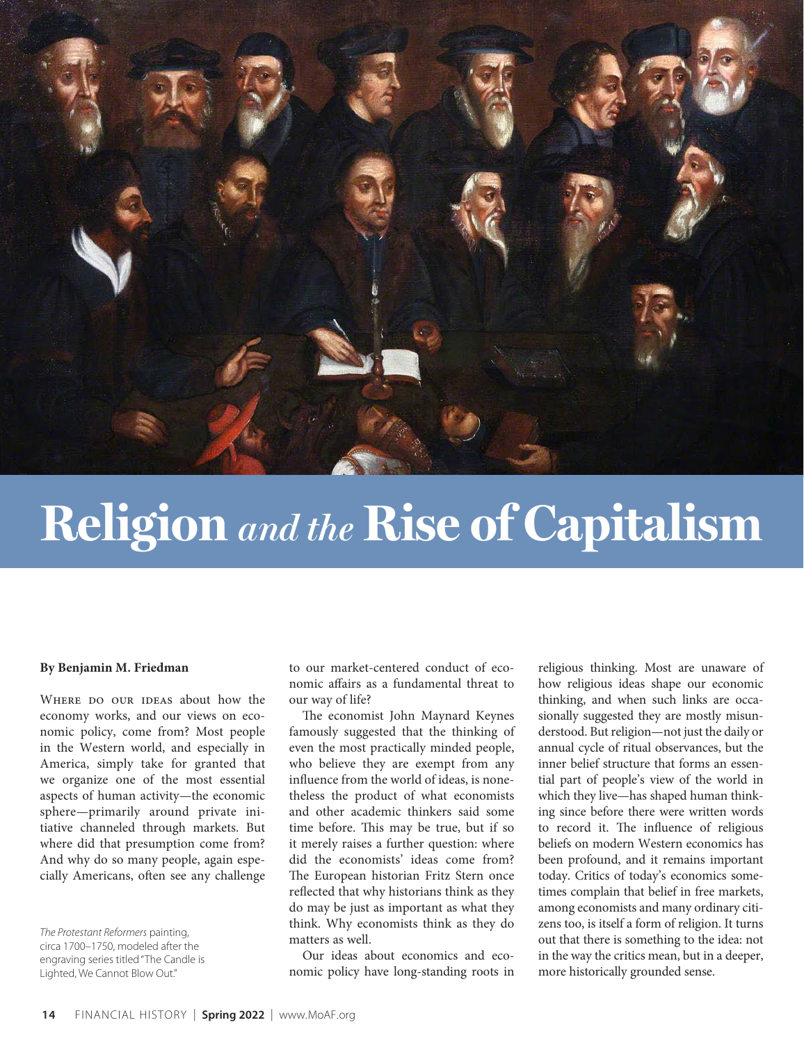# Religion *and the* Rise of Capitalism

**By Benjamin M. Friedman**

Where do our ideas about how the economy works, and our views on economic policy, come from? Most people in the Western world, and especially in America, simply take for granted that we organize one of the most essential aspects of human activity—the economic sphere—primarily around private initiative channeled through markets. But where did that presumption come from? And why do so many people, again especially Americans, often see any challenge to our market-centered conduct of economic affairs as a fundamental threat to our way of life?

*The Protestant Reformers* painting, circa 1700–1750, modeled after the engraving series titled "The Candle is Lighted, We Cannot Blow Out."

The economist John Maynard Keynes famously suggested that the thinking of even the most practically minded people, who believe they are exempt from any influence from the world of ideas, is nonetheless the product of what economists and other academic thinkers said some time before. This may be true, but if so it merely raises a further question: where did the economists' ideas come from? The European historian Fritz Stern once reflected that why historians think as they do may be just as important as what they think. Why economists think as they do matters as well.

Our ideas about economics and economic policy have long-standing roots in religious thinking. Most are unaware of how religious ideas shape our economic thinking, and when such links are occasionally suggested they are mostly misunderstood. But religion—not just the daily or annual cycle of ritual observances, but the inner belief structure that forms an essential part of people's view of the world in which they live—has shaped human thinking since before there were written words to record it. The influence of religious beliefs on modern Western economics has been profound, and it remains important today. Critics of today's economics sometimes complain that belief in free markets, among economists and many ordinary citizens too, is itself a form of religion. It turns out that there is something to the idea: not in the way the critics mean, but in a deeper, more historically grounded sense.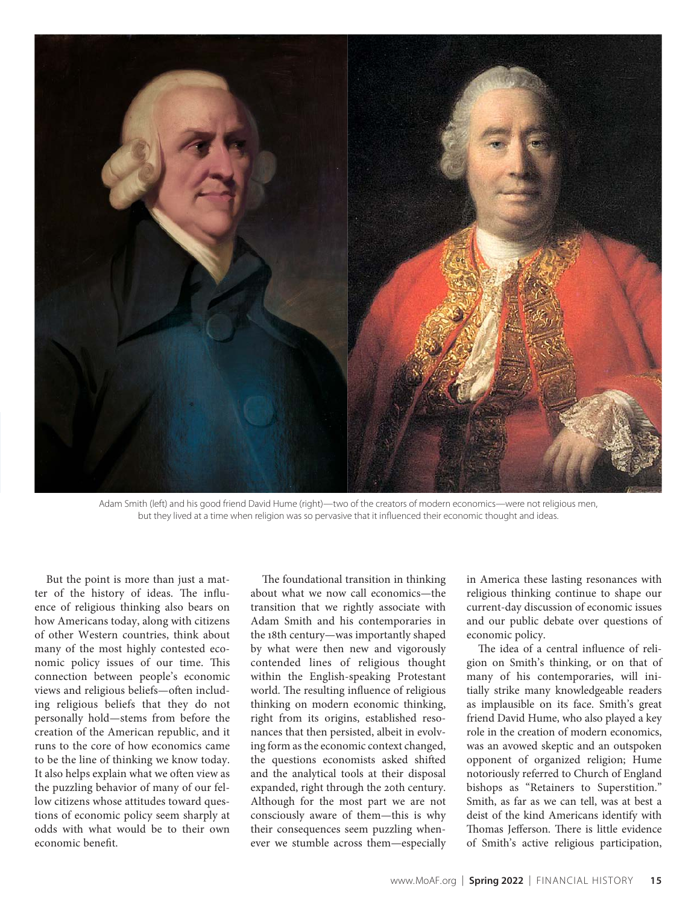Adam Smith (left) and his good friend David Hume (right)—two of the creators of modern economics—were not religious men, but they lived at a time when religion was so pervasive that it influenced their economic thought and ideas.

But the point is more than just a matter of the history of ideas. The influence of religious thinking also bears on how Americans today, along with citizens of other Western countries, think about many of the most highly contested economic policy issues of our time. This connection between people's economic views and religious beliefs—often including religious beliefs that they do not personally hold—stems from before the creation of the American republic, and it runs to the core of how economics came to be the line of thinking we know today. It also helps explain what we often view as the puzzling behavior of many of our fellow citizens whose attitudes toward questions of economic policy seem sharply at odds with what would be to their own economic benefit.

The foundational transition in thinking about what we now call economics—the transition that we rightly associate with Adam Smith and his contemporaries in the 18th century—was importantly shaped by what were then new and vigorously contended lines of religious thought within the English-speaking Protestant world. The resulting influence of religious thinking on modern economic thinking, right from its origins, established resonances that then persisted, albeit in evolving form as the economic context changed, the questions economists asked shifted and the analytical tools at their disposal expanded, right through the 20th century. Although for the most part we are not consciously aware of them—this is why their consequences seem puzzling whenever we stumble across them—especially in America these lasting resonances with religious thinking continue to shape our current-day discussion of economic issues and our public debate over questions of economic policy.

The idea of a central influence of religion on Smith's thinking, or on that of many of his contemporaries, will initially strike many knowledgeable readers as implausible on its face. Smith's great friend David Hume, who also played a key role in the creation of modern economics, was an avowed skeptic and an outspoken opponent of organized religion; Hume notoriously referred to Church of England bishops as "Retainers to Superstition." Smith, as far as we can tell, was at best a deist of the kind Americans identify with Thomas Jefferson. There is little evidence of Smith's active religious participation,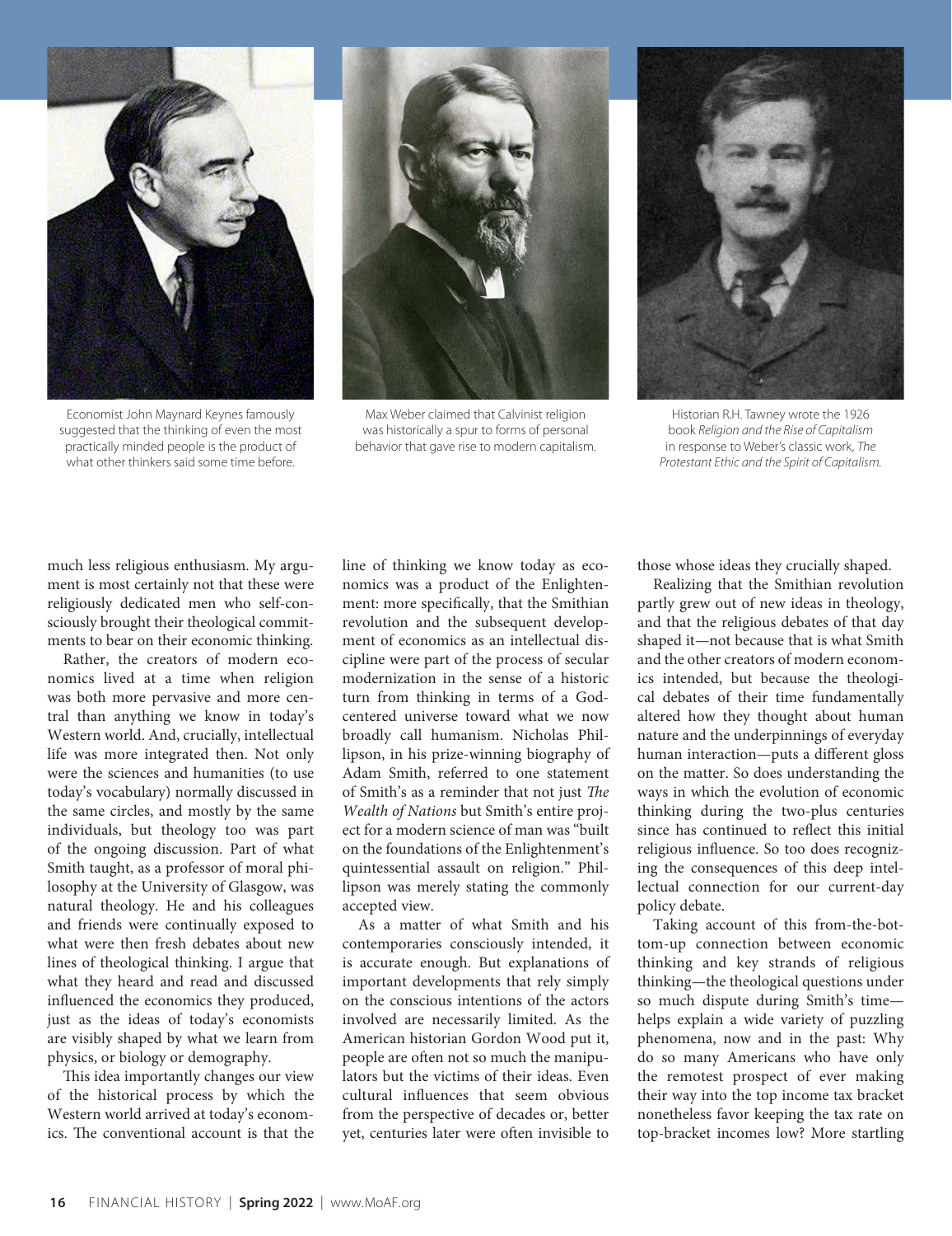Economist John Maynard Keynes famously suggested that the thinking of even the most practically minded people is the product of what other thinkers said some time before.

Max Weber claimed that Calvinist religion was historically a spur to forms of personal behavior that gave rise to modern capitalism.

Historian R.H. Tawney wrote the 1926 book *Religion and the Rise of Capitalism* in response to Weber's classic work, *The Protestant Ethic and the Spirit of Capitalism.*

much less religious enthusiasm. My argument is most certainly not that these were religiously dedicated men who self-consciously brought their theological commitments to bear on their economic thinking.

Rather, the creators of modern economics lived at a time when religion was both more pervasive and more central than anything we know in today's Western world. And, crucially, intellectual life was more integrated then. Not only were the sciences and humanities (to use today's vocabulary) normally discussed in the same circles, and mostly by the same individuals, but theology too was part of the ongoing discussion. Part of what Smith taught, as a professor of moral philosophy at the University of Glasgow, was natural theology. He and his colleagues and friends were continually exposed to what were then fresh debates about new lines of theological thinking. I argue that what they heard and read and discussed influenced the economics they produced, just as the ideas of today's economists are visibly shaped by what we learn from physics, or biology or demography.

This idea importantly changes our view of the historical process by which the Western world arrived at today's economics. The conventional account is that the line of thinking we know today as economics was a product of the Enlightenment: more specifically, that the Smithian revolution and the subsequent development of economics as an intellectual discipline were part of the process of secular modernization in the sense of a historic turn from thinking in terms of a God-centered universe toward what we now broadly call humanism. Nicholas Phillipson, in his prize-winning biography of Adam Smith, referred to one statement of Smith's as a reminder that not just *The Wealth of Nations* but Smith's entire project for a modern science of man was "built on the foundations of the Enlightenment's quintessential assault on religion." Phillipson was merely stating the commonly accepted view.

As a matter of what Smith and his contemporaries consciously intended, it is accurate enough. But explanations of important developments that rely simply on the conscious intentions of the actors involved are necessarily limited. As the American historian Gordon Wood put it, people are often not so much the manipulators but the victims of their ideas. Even cultural influences that seem obvious from the perspective of decades or, better yet, centuries later were often invisible to those whose ideas they crucially shaped.

Realizing that the Smithian revolution partly grew out of new ideas in theology, and that the religious debates of that day shaped it—not because that is what Smith and the other creators of modern economics intended, but because the theological debates of their time fundamentally altered how they thought about human nature and the underpinnings of everyday human interaction—puts a different gloss on the matter. So does understanding the ways in which the evolution of economic thinking during the two-plus centuries since has continued to reflect this initial religious influence. So too does recognizing the consequences of this deep intellectual connection for our current-day policy debate.

Taking account of this from-the-bottom-up connection between economic thinking and key strands of religious thinking—the theological questions under so much dispute during Smith's time—helps explain a wide variety of puzzling phenomena, now and in the past: Why do so many Americans who have only the remotest prospect of ever making their way into the top income tax bracket nonetheless favor keeping the tax rate on top-bracket incomes low? More startling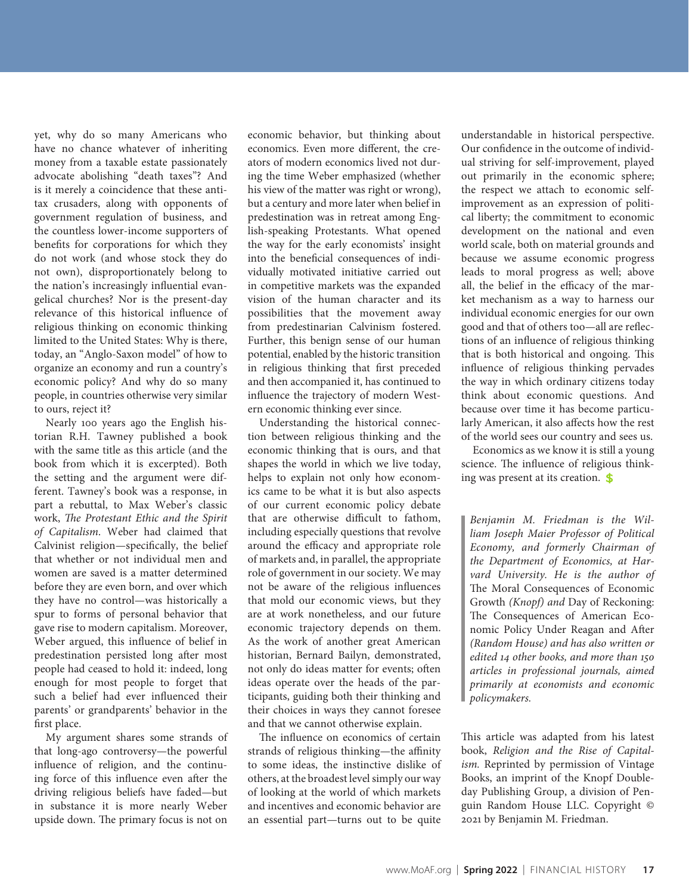yet, why do so many Americans who have no chance whatever of inheriting money from a taxable estate passionately advocate abolishing "death taxes"? And is it merely a coincidence that these anti-tax crusaders, along with opponents of government regulation of business, and the countless lower-income supporters of benefits for corporations for which they do not work (and whose stock they do not own), disproportionately belong to the nation's increasingly influential evangelical churches? Nor is the present-day relevance of this historical influence of religious thinking on economic thinking limited to the United States: Why is there, today, an "Anglo-Saxon model" of how to organize an economy and run a country's economic policy? And why do so many people, in countries otherwise very similar to ours, reject it?

Nearly 100 years ago the English historian R.H. Tawney published a book with the same title as this article (and the book from which it is excerpted). Both the setting and the argument were different. Tawney's book was a response, in part a rebuttal, to Max Weber's classic work, *The Protestant Ethic and the Spirit of Capitalism*. Weber had claimed that Calvinist religion—specifically, the belief that whether or not individual men and women are saved is a matter determined before they are even born, and over which they have no control—was historically a spur to forms of personal behavior that gave rise to modern capitalism. Moreover, Weber argued, this influence of belief in predestination persisted long after most people had ceased to hold it: indeed, long enough for most people to forget that such a belief had ever influenced their parents' or grandparents' behavior in the first place.

My argument shares some strands of that long-ago controversy—the powerful influence of religion, and the continuing force of this influence even after the driving religious beliefs have faded—but in substance it is more nearly Weber upside down. The primary focus is not on economic behavior, but thinking about economics. Even more different, the creators of modern economics lived not during the time Weber emphasized (whether his view of the matter was right or wrong), but a century and more later when belief in predestination was in retreat among English-speaking Protestants. What opened the way for the early economists' insight into the beneficial consequences of individually motivated initiative carried out in competitive markets was the expanded vision of the human character and its possibilities that the movement away from predestinarian Calvinism fostered. Further, this benign sense of our human potential, enabled by the historic transition in religious thinking that first preceded and then accompanied it, has continued to influence the trajectory of modern Western economic thinking ever since.

Understanding the historical connection between religious thinking and the economic thinking that is ours, and that shapes the world in which we live today, helps to explain not only how economics came to be what it is but also aspects of our current economic policy debate that are otherwise difficult to fathom, including especially questions that revolve around the efficacy and appropriate role of markets and, in parallel, the appropriate role of government in our society. We may not be aware of the religious influences that mold our economic views, but they are at work nonetheless, and our future economic trajectory depends on them. As the work of another great American historian, Bernard Bailyn, demonstrated, not only do ideas matter for events; often ideas operate over the heads of the participants, guiding both their thinking and their choices in ways they cannot foresee and that we cannot otherwise explain.

The influence on economics of certain strands of religious thinking—the affinity to some ideas, the instinctive dislike of others, at the broadest level simply our way of looking at the world of which markets and incentives and economic behavior are an essential part—turns out to be quite understandable in historical perspective. Our confidence in the outcome of individual striving for self-improvement, played out primarily in the economic sphere; the respect we attach to economic self-improvement as an expression of political liberty; the commitment to economic development on the national and even world scale, both on material grounds and because we assume economic progress leads to moral progress as well; above all, the belief in the efficacy of the market mechanism as a way to harness our individual economic energies for our own good and that of others too—all are reflections of an influence of religious thinking that is both historical and ongoing. This influence of religious thinking pervades the way in which ordinary citizens today think about economic questions. And because over time it has become particularly American, it also affects how the rest of the world sees our country and sees us.

Economics as we know it is still a young science. The influence of religious thinking was present at its creation. $

*Benjamin M. Friedman is the William Joseph Maier Professor of Political Economy, and formerly Chairman of the Department of Economics, at Harvard University. He is the author of* The Moral Consequences of Economic Growth *(Knopf) and* Day of Reckoning: The Consequences of American Economic Policy Under Reagan and After *(Random House) and has also written or edited 14 other books, and more than 150 articles in professional journals, aimed primarily at economists and economic policymakers.*

This article was adapted from his latest book, *Religion and the Rise of Capitalism.* Reprinted by permission of Vintage Books, an imprint of the Knopf Doubleday Publishing Group, a division of Penguin Random House LLC. Copyright © 2021 by Benjamin M. Friedman.